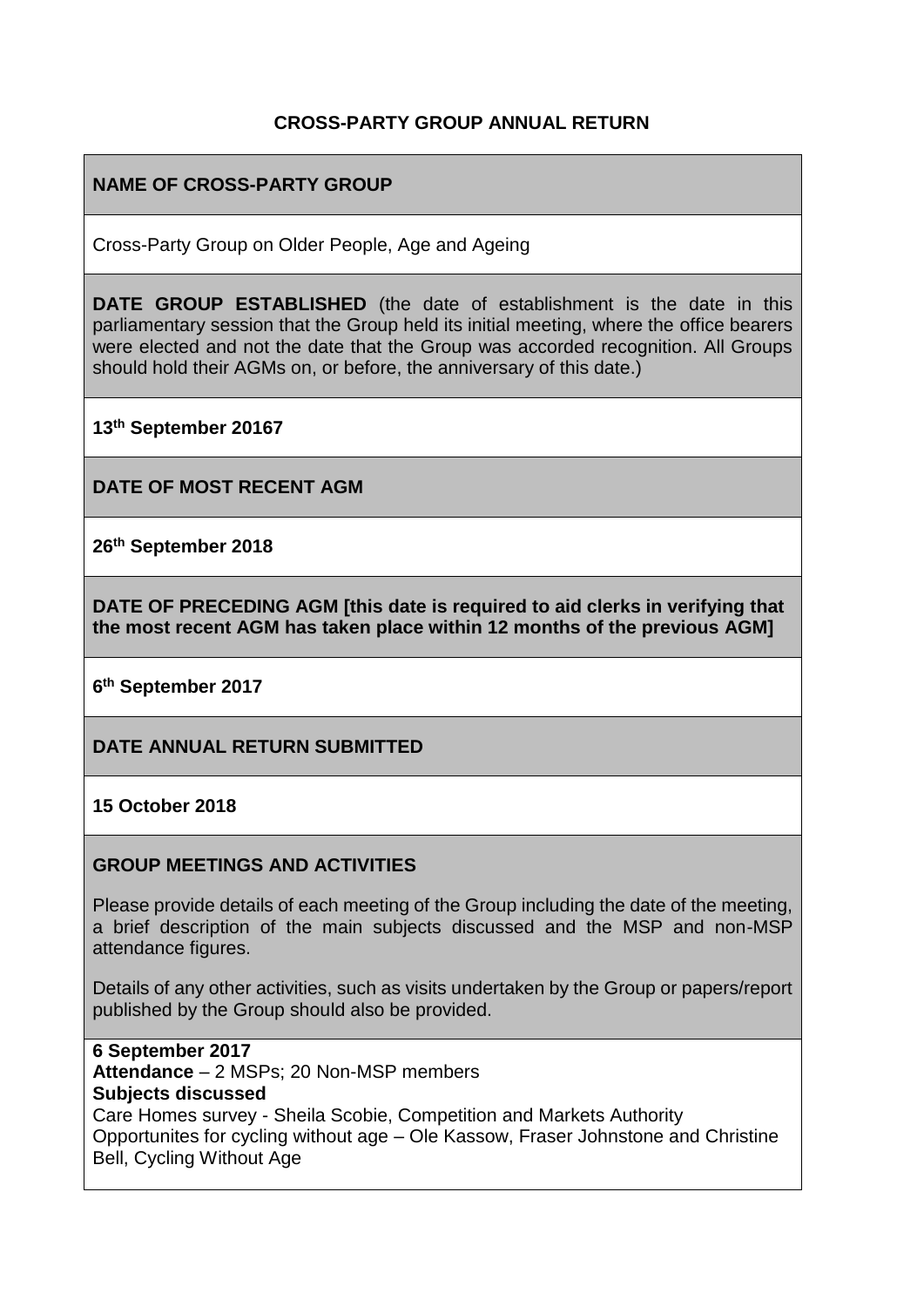## CROSS-PARTY GROUP ANNUAL RETURN

**NAME OF CROSS-PARTY GROUP**

Cross-Party Group on Older People, Age and Ageing

**DATE GROUP ESTABLISHED** (the date of establishment is the date in this parliamentary session that the Group held its initial meeting, where the office bearers were elected and not the date that the Group was accorded recognition. All Groups should hold their AGMs on, or before, the anniversary of this date.)

**13th September 20167**

**DATE OF MOST RECENT AGM**

**26th September 2018**

**DATE OF PRECEDING AGM [this date is required to aid clerks in verifying that the most recent AGM has taken place within 12 months of the previous AGM]**

**6th September 2017**

**DATE ANNUAL RETURN SUBMITTED**

**15 October 2018**

**GROUP MEETINGS AND ACTIVITIES**

Please provide details of each meeting of the Group including the date of the meeting, a brief description of the main subjects discussed and the MSP and non-MSP attendance figures.

Details of any other activities, such as visits undertaken by the Group or papers/report published by the Group should also be provided.

**6 September 2017**
**Attendance** – 2 MSPs; 20 Non-MSP members
**Subjects discussed**
Care Homes survey - Sheila Scobie, Competition and Markets Authority
Opportunites for cycling without age – Ole Kassow, Fraser Johnstone and Christine Bell, Cycling Without Age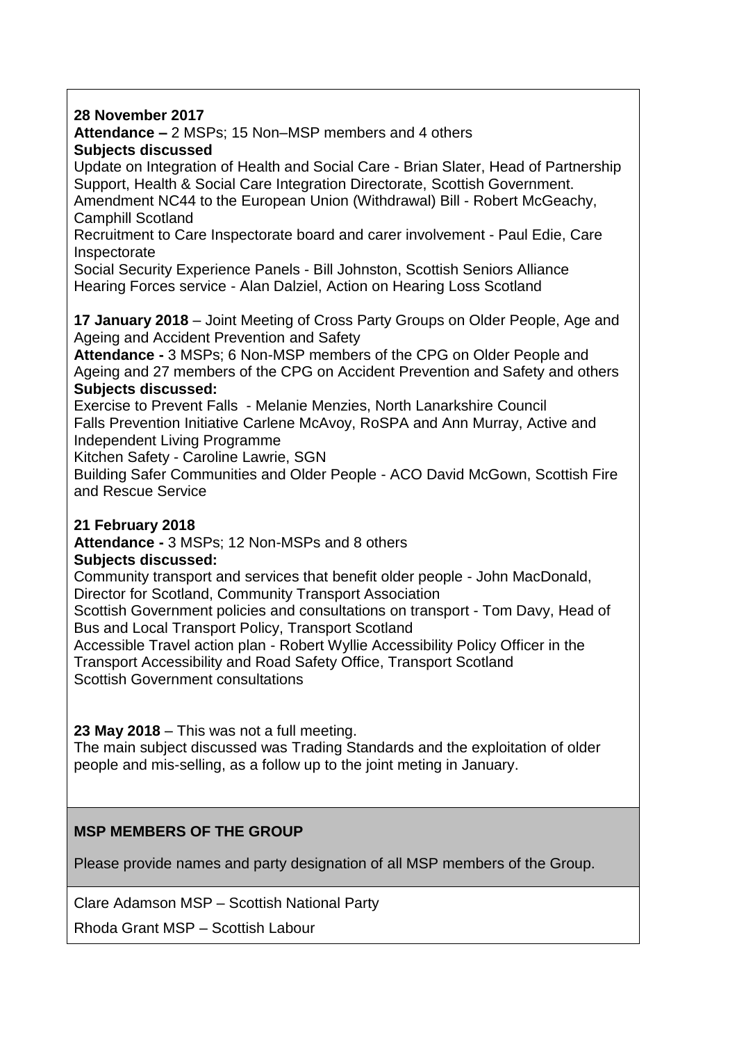**28 November 2017**

**Attendance –** 2 MSPs; 15 Non–MSP members and 4 others

**Subjects discussed**

Update on Integration of Health and Social Care - Brian Slater, Head of Partnership Support, Health & Social Care Integration Directorate, Scottish Government.

Amendment NC44 to the European Union (Withdrawal) Bill - Robert McGeachy, Camphill Scotland

Recruitment to Care Inspectorate board and carer involvement - Paul Edie, Care Inspectorate

Social Security Experience Panels - Bill Johnston, Scottish Seniors Alliance

Hearing Forces service - Alan Dalziel, Action on Hearing Loss Scotland

**17 January 2018** – Joint Meeting of Cross Party Groups on Older People, Age and Ageing and Accident Prevention and Safety

**Attendance -** 3 MSPs; 6 Non-MSP members of the CPG on Older People and Ageing and 27 members of the CPG on Accident Prevention and Safety and others

**Subjects discussed:**

Exercise to Prevent Falls - Melanie Menzies, North Lanarkshire Council

Falls Prevention Initiative Carlene McAvoy, RoSPA and Ann Murray, Active and Independent Living Programme

Kitchen Safety - Caroline Lawrie, SGN

Building Safer Communities and Older People - ACO David McGown, Scottish Fire and Rescue Service

**21 February 2018**

**Attendance -** 3 MSPs; 12 Non-MSPs and 8 others

**Subjects discussed:**

Community transport and services that benefit older people - John MacDonald, Director for Scotland, Community Transport Association

Scottish Government policies and consultations on transport - Tom Davy, Head of Bus and Local Transport Policy, Transport Scotland

Accessible Travel action plan - Robert Wyllie Accessibility Policy Officer in the Transport Accessibility and Road Safety Office, Transport Scotland

Scottish Government consultations

**23 May 2018** – This was not a full meeting.

The main subject discussed was Trading Standards and the exploitation of older people and mis-selling, as a follow up to the joint meting in January.

**MSP MEMBERS OF THE GROUP**

Please provide names and party designation of all MSP members of the Group.

Clare Adamson MSP – Scottish National Party

Rhoda Grant MSP – Scottish Labour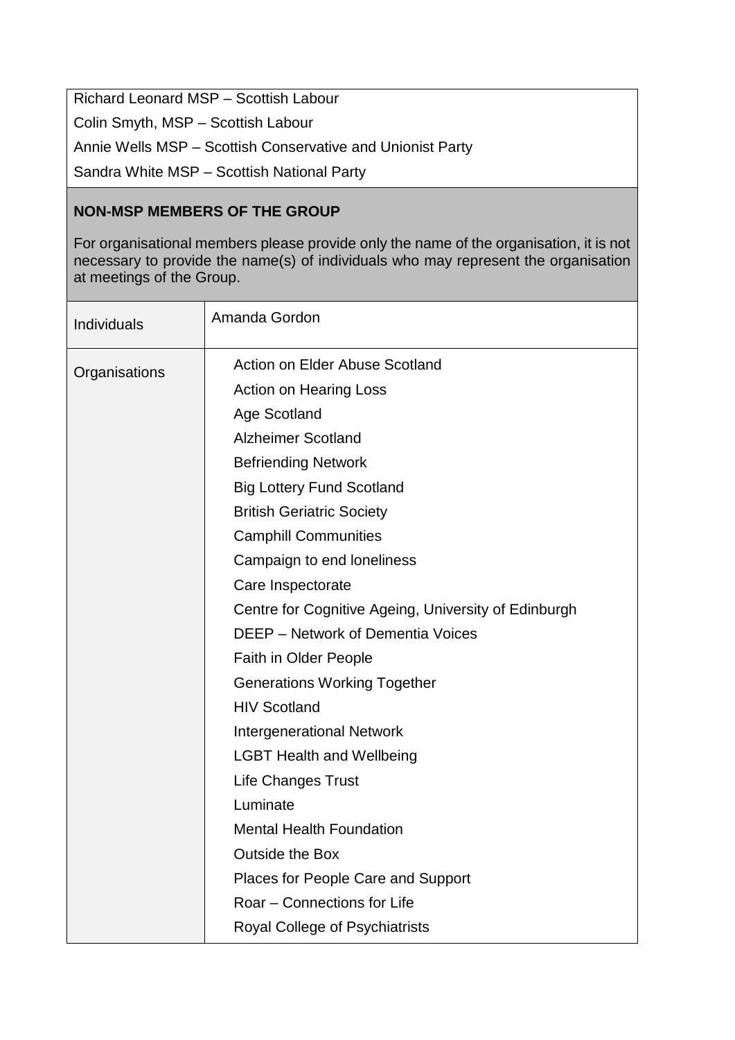| Richard Leonard MSP – Scottish Labour |
| --- |
| Colin Smyth, MSP – Scottish Labour |
| Annie Wells MSP – Scottish Conservative and Unionist Party |
| Sandra White MSP – Scottish National Party |

**NON-MSP MEMBERS OF THE GROUP**

For organisational members please provide only the name of the organisation, it is not necessary to provide the name(s) of individuals who may represent the organisation at meetings of the Group.

| | |
| --- | --- |
| Individuals | Amanda Gordon |
| Organisations | Action on Elder Abuse Scotland<br>Action on Hearing Loss<br>Age Scotland<br>Alzheimer Scotland<br>Befriending Network<br>Big Lottery Fund Scotland<br>British Geriatric Society<br>Camphill Communities<br>Campaign to end loneliness<br>Care Inspectorate<br>Centre for Cognitive Ageing, University of Edinburgh<br>DEEP – Network of Dementia Voices<br>Faith in Older People<br>Generations Working Together<br>HIV Scotland<br>Intergenerational Network<br>LGBT Health and Wellbeing<br>Life Changes Trust<br>Luminate<br>Mental Health Foundation<br>Outside the Box<br>Places for People Care and Support<br>Roar – Connections for Life<br>Royal College of Psychiatrists |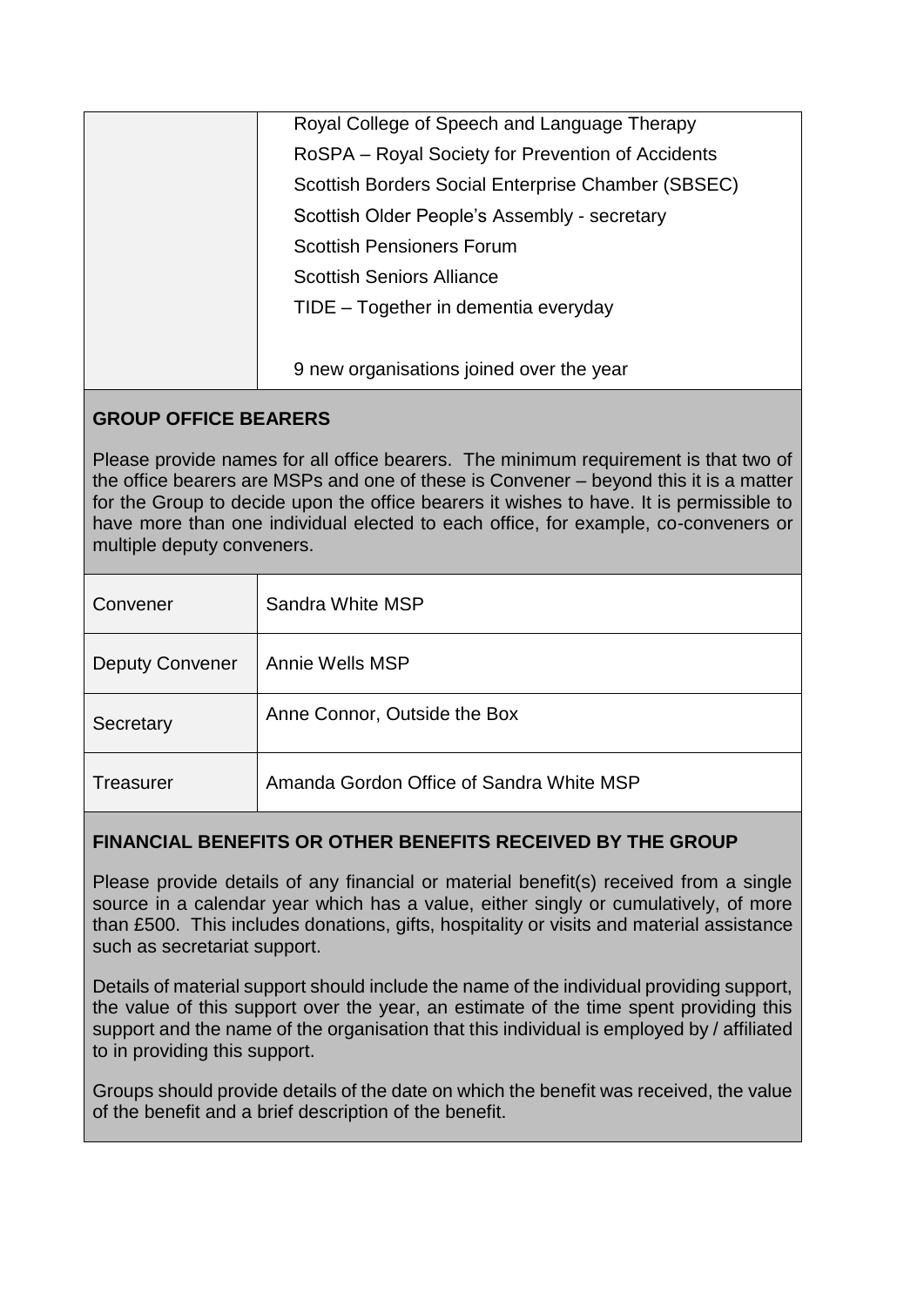| | |
|---|---|
| | Royal College of Speech and Language Therapy<br>RoSPA – Royal Society for Prevention of Accidents<br>Scottish Borders Social Enterprise Chamber (SBSEC)<br>Scottish Older People's Assembly - secretary<br>Scottish Pensioners Forum<br>Scottish Seniors Alliance<br>TIDE – Together in dementia everyday<br><br>9 new organisations joined over the year |

**GROUP OFFICE BEARERS**

Please provide names for all office bearers. The minimum requirement is that two of the office bearers are MSPs and one of these is Convener – beyond this it is a matter for the Group to decide upon the office bearers it wishes to have. It is permissible to have more than one individual elected to each office, for example, co-conveners or multiple deputy conveners.

| | |
|---|---|
| Convener | Sandra White MSP |
| Deputy Convener | Annie Wells MSP |
| Secretary | Anne Connor, Outside the Box |
| Treasurer | Amanda Gordon Office of Sandra White MSP |

**FINANCIAL BENEFITS OR OTHER BENEFITS RECEIVED BY THE GROUP**

Please provide details of any financial or material benefit(s) received from a single source in a calendar year which has a value, either singly or cumulatively, of more than £500. This includes donations, gifts, hospitality or visits and material assistance such as secretariat support.

Details of material support should include the name of the individual providing support, the value of this support over the year, an estimate of the time spent providing this support and the name of the organisation that this individual is employed by / affiliated to in providing this support.

Groups should provide details of the date on which the benefit was received, the value of the benefit and a brief description of the benefit.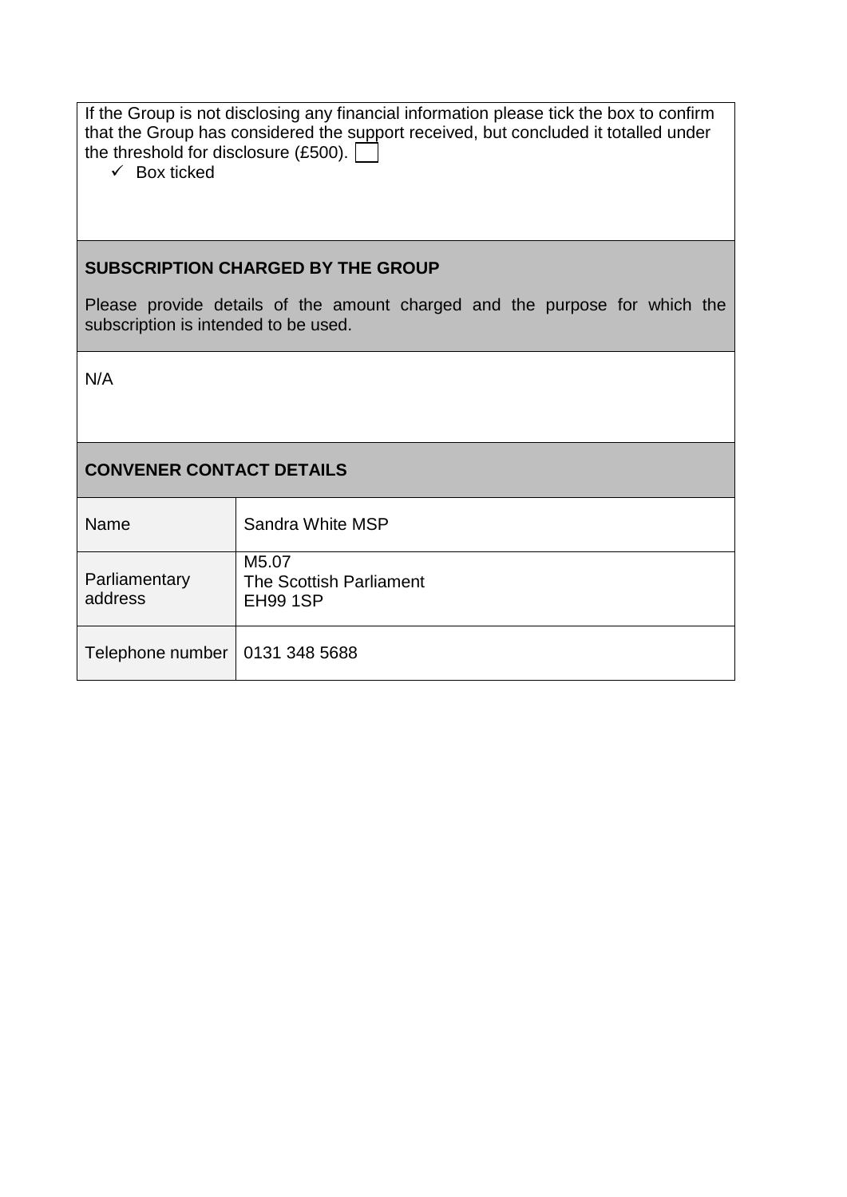If the Group is not disclosing any financial information please tick the box to confirm that the Group has considered the support received, but concluded it totalled under the threshold for disclosure (£500). ☐

- ✓ Box ticked

## SUBSCRIPTION CHARGED BY THE GROUP

Please provide details of the amount charged and the purpose for which the subscription is intended to be used.

N/A

## CONVENER CONTACT DETAILS

| | |
|---|---|
| Name | Sandra White MSP |
| Parliamentary address | M5.07<br>The Scottish Parliament<br>EH99 1SP |
| Telephone number | 0131 348 5688 |